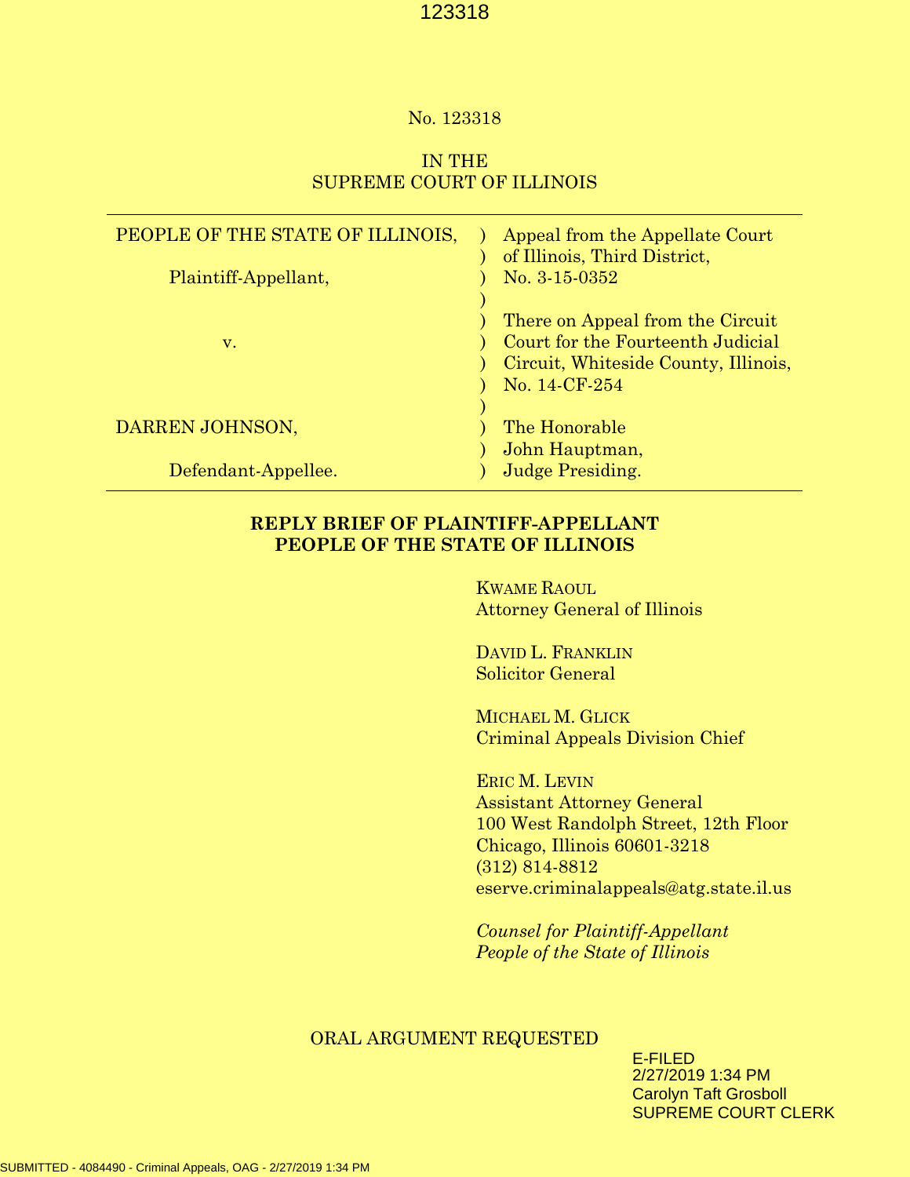No. 123318

IN THE
SUPREME COURT OF ILLINOIS

| | | |
|---|---|---|
| PEOPLE OF THE STATE OF ILLINOIS, | ) | Appeal from the Appellate Court |
| | ) | of Illinois, Third District, |
| Plaintiff-Appellant, | ) | No. 3-15-0352 |
| | ) | |
| | ) | There on Appeal from the Circuit |
| v. | ) | Court for the Fourteenth Judicial |
| | ) | Circuit, Whiteside County, Illinois, |
| | ) | No. 14-CF-254 |
| | ) | |
| DARREN JOHNSON, | ) | The Honorable |
| | ) | John Hauptman, |
| Defendant-Appellee. | ) | Judge Presiding. |

**REPLY BRIEF OF PLAINTIFF-APPELLANT
PEOPLE OF THE STATE OF ILLINOIS**

KWAME RAOUL
Attorney General of Illinois

DAVID L. FRANKLIN
Solicitor General

MICHAEL M. GLICK
Criminal Appeals Division Chief

ERIC M. LEVIN
Assistant Attorney General
100 West Randolph Street, 12th Floor
Chicago, Illinois 60601-3218
(312) 814-8812
eserve.criminalappeals@atg.state.il.us

*Counsel for Plaintiff-Appellant*
*People of the State of Illinois*

ORAL ARGUMENT REQUESTED

E-FILED
2/27/2019 1:34 PM
Carolyn Taft Grosboll
SUPREME COURT CLERK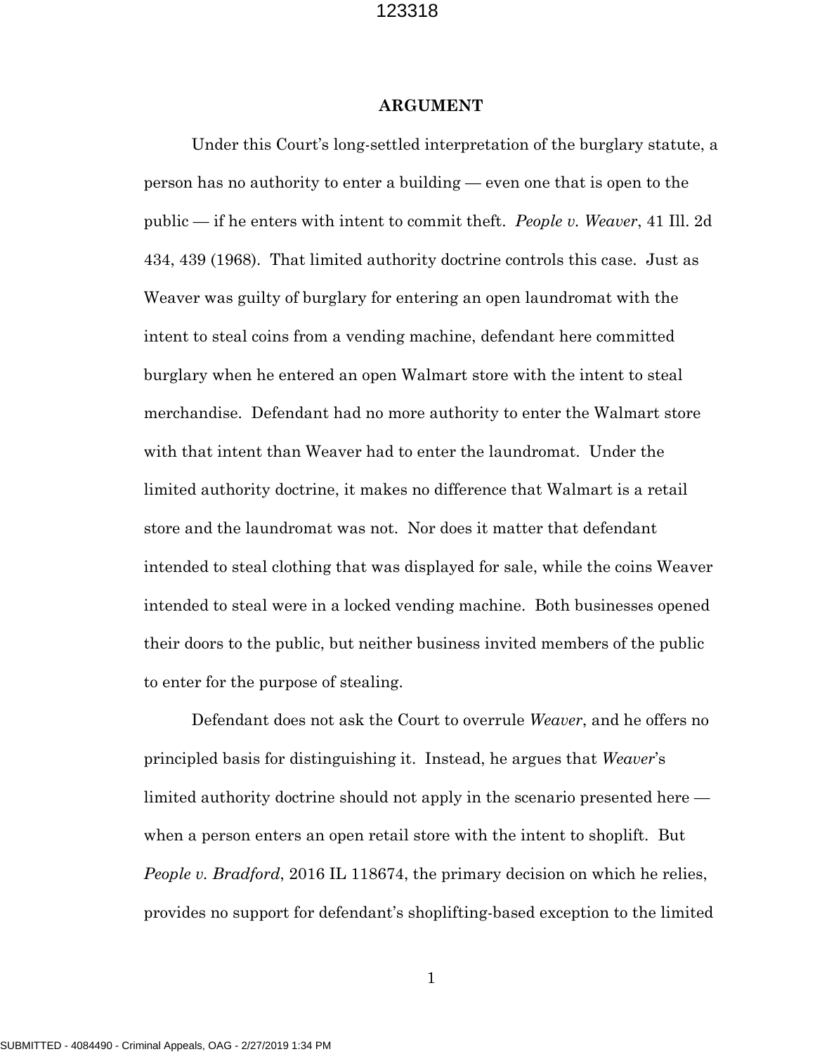# ARGUMENT

Under this Court's long-settled interpretation of the burglary statute, a person has no authority to enter a building — even one that is open to the public — if he enters with intent to commit theft. *People v. Weaver*, 41 Ill. 2d 434, 439 (1968). That limited authority doctrine controls this case. Just as Weaver was guilty of burglary for entering an open laundromat with the intent to steal coins from a vending machine, defendant here committed burglary when he entered an open Walmart store with the intent to steal merchandise. Defendant had no more authority to enter the Walmart store with that intent than Weaver had to enter the laundromat. Under the limited authority doctrine, it makes no difference that Walmart is a retail store and the laundromat was not. Nor does it matter that defendant intended to steal clothing that was displayed for sale, while the coins Weaver intended to steal were in a locked vending machine. Both businesses opened their doors to the public, but neither business invited members of the public to enter for the purpose of stealing.

Defendant does not ask the Court to overrule *Weaver*, and he offers no principled basis for distinguishing it. Instead, he argues that *Weaver*'s limited authority doctrine should not apply in the scenario presented here — when a person enters an open retail store with the intent to shoplift. But *People v. Bradford*, 2016 IL 118674, the primary decision on which he relies, provides no support for defendant's shoplifting-based exception to the limited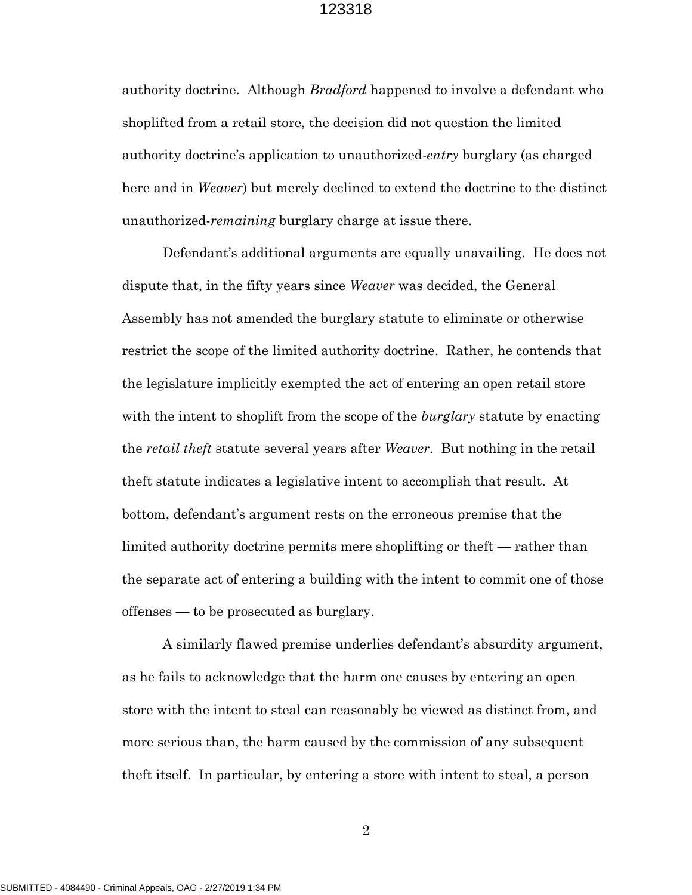authority doctrine. Although *Bradford* happened to involve a defendant who shoplifted from a retail store, the decision did not question the limited authority doctrine's application to unauthorized-*entry* burglary (as charged here and in *Weaver*) but merely declined to extend the doctrine to the distinct unauthorized-*remaining* burglary charge at issue there.

Defendant's additional arguments are equally unavailing. He does not dispute that, in the fifty years since *Weaver* was decided, the General Assembly has not amended the burglary statute to eliminate or otherwise restrict the scope of the limited authority doctrine. Rather, he contends that the legislature implicitly exempted the act of entering an open retail store with the intent to shoplift from the scope of the *burglary* statute by enacting the *retail theft* statute several years after *Weaver*. But nothing in the retail theft statute indicates a legislative intent to accomplish that result. At bottom, defendant's argument rests on the erroneous premise that the limited authority doctrine permits mere shoplifting or theft — rather than the separate act of entering a building with the intent to commit one of those offenses — to be prosecuted as burglary.

A similarly flawed premise underlies defendant's absurdity argument, as he fails to acknowledge that the harm one causes by entering an open store with the intent to steal can reasonably be viewed as distinct from, and more serious than, the harm caused by the commission of any subsequent theft itself. In particular, by entering a store with intent to steal, a person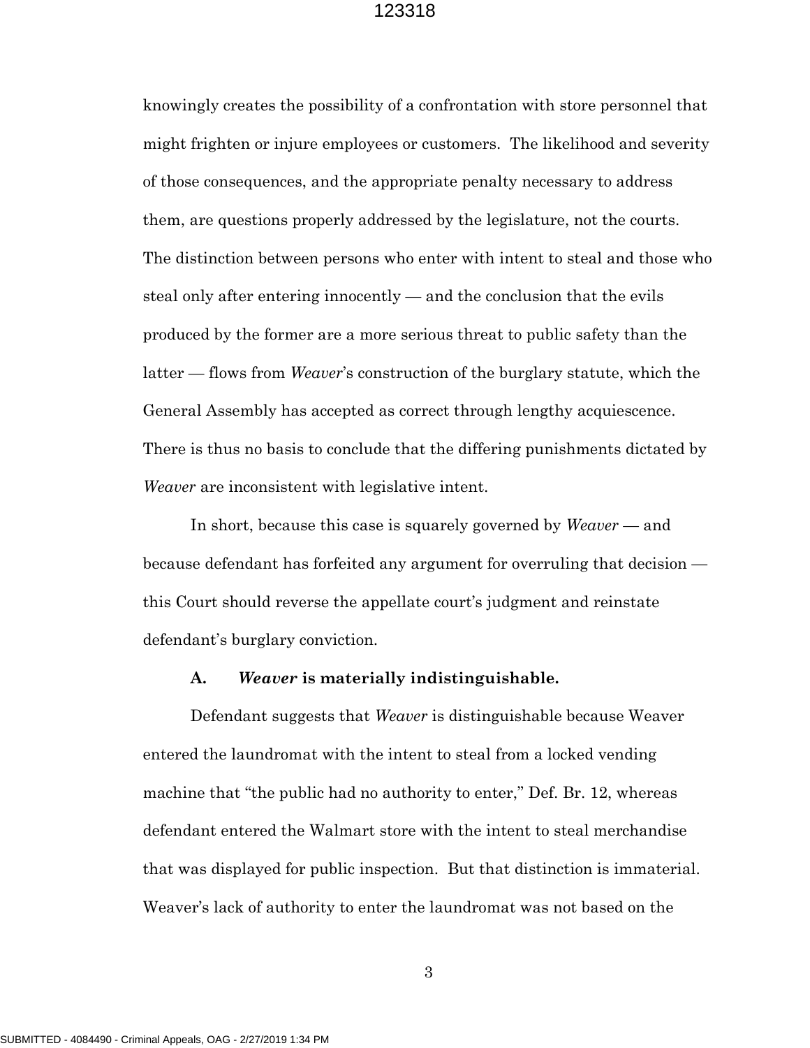knowingly creates the possibility of a confrontation with store personnel that might frighten or injure employees or customers. The likelihood and severity of those consequences, and the appropriate penalty necessary to address them, are questions properly addressed by the legislature, not the courts. The distinction between persons who enter with intent to steal and those who steal only after entering innocently — and the conclusion that the evils produced by the former are a more serious threat to public safety than the latter — flows from *Weaver*'s construction of the burglary statute, which the General Assembly has accepted as correct through lengthy acquiescence. There is thus no basis to conclude that the differing punishments dictated by *Weaver* are inconsistent with legislative intent.

In short, because this case is squarely governed by *Weaver* — and because defendant has forfeited any argument for overruling that decision — this Court should reverse the appellate court's judgment and reinstate defendant's burglary conviction.

### A. *Weaver* is materially indistinguishable.

Defendant suggests that *Weaver* is distinguishable because Weaver entered the laundromat with the intent to steal from a locked vending machine that "the public had no authority to enter," Def. Br. 12, whereas defendant entered the Walmart store with the intent to steal merchandise that was displayed for public inspection. But that distinction is immaterial. Weaver's lack of authority to enter the laundromat was not based on the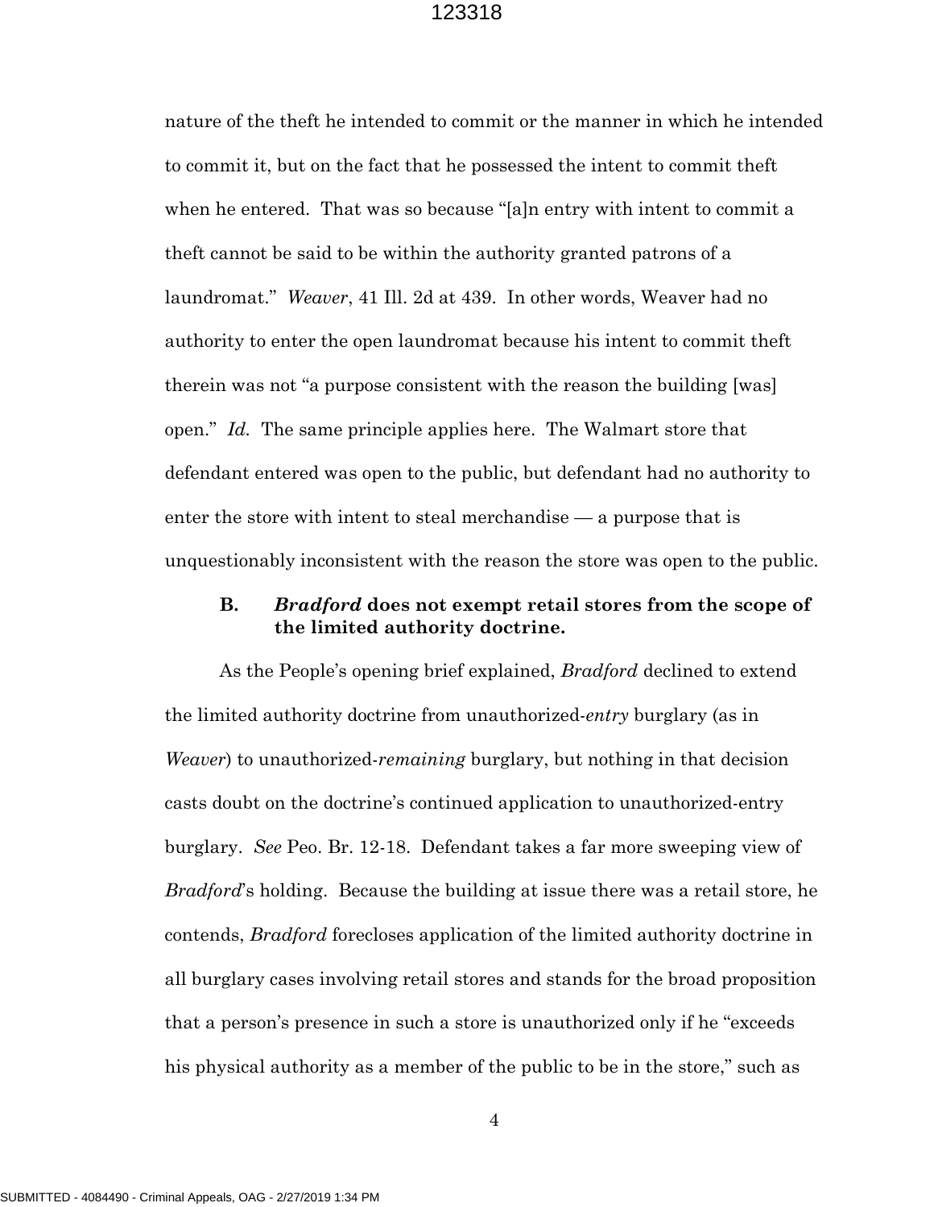nature of the theft he intended to commit or the manner in which he intended to commit it, but on the fact that he possessed the intent to commit theft when he entered. That was so because "[a]n entry with intent to commit a theft cannot be said to be within the authority granted patrons of a laundromat." *Weaver*, 41 Ill. 2d at 439. In other words, Weaver had no authority to enter the open laundromat because his intent to commit theft therein was not "a purpose consistent with the reason the building [was] open." *Id.* The same principle applies here. The Walmart store that defendant entered was open to the public, but defendant had no authority to enter the store with intent to steal merchandise — a purpose that is unquestionably inconsistent with the reason the store was open to the public.

### B. *Bradford* does not exempt retail stores from the scope of the limited authority doctrine.

As the People's opening brief explained, *Bradford* declined to extend the limited authority doctrine from unauthorized-*entry* burglary (as in *Weaver*) to unauthorized-*remaining* burglary, but nothing in that decision casts doubt on the doctrine's continued application to unauthorized-entry burglary. *See* Peo. Br. 12-18. Defendant takes a far more sweeping view of *Bradford*'s holding. Because the building at issue there was a retail store, he contends, *Bradford* forecloses application of the limited authority doctrine in all burglary cases involving retail stores and stands for the broad proposition that a person's presence in such a store is unauthorized only if he "exceeds his physical authority as a member of the public to be in the store," such as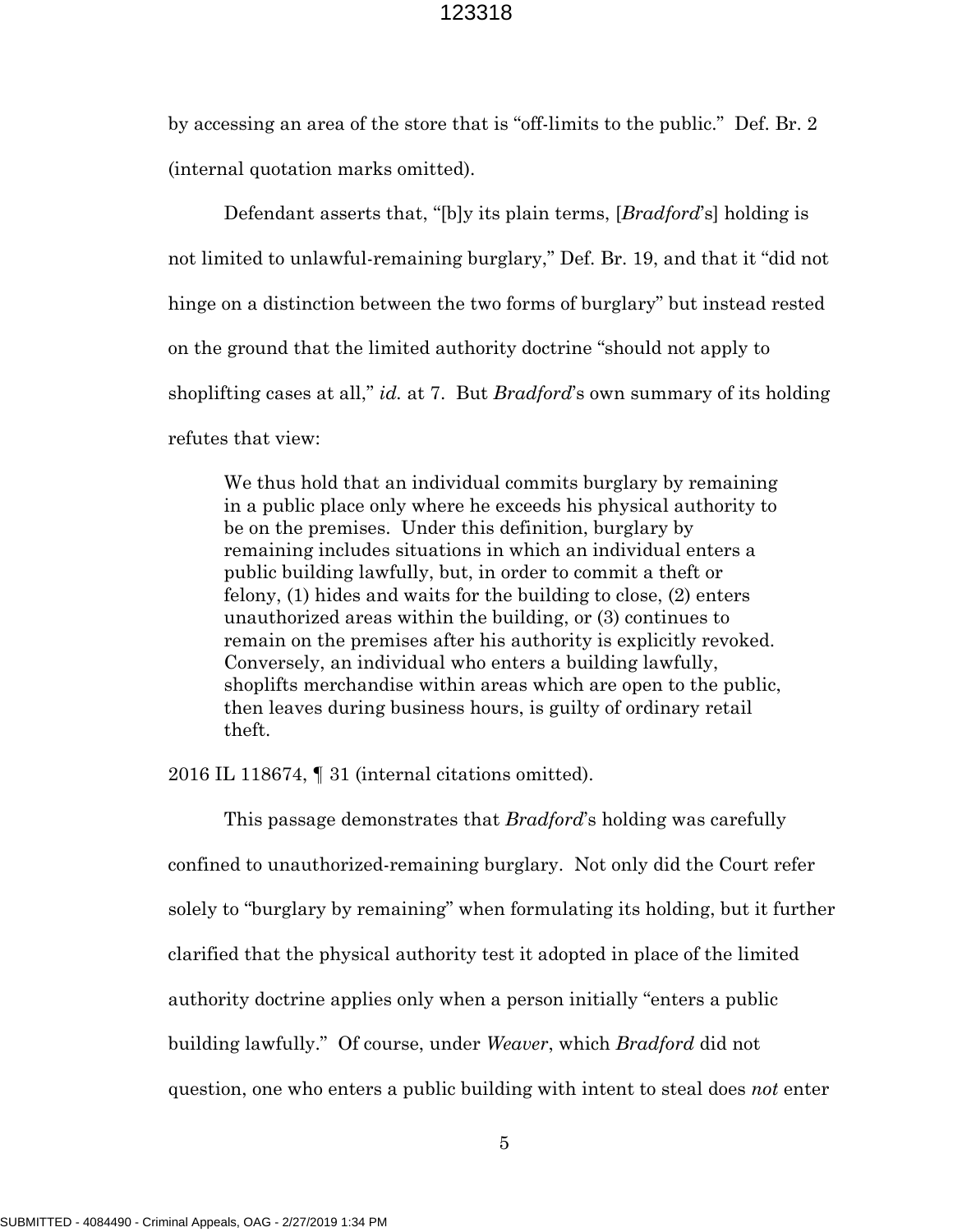by accessing an area of the store that is "off-limits to the public." Def. Br. 2 (internal quotation marks omitted).

Defendant asserts that, "[b]y its plain terms, [*Bradford*'s] holding is not limited to unlawful-remaining burglary," Def. Br. 19, and that it "did not hinge on a distinction between the two forms of burglary" but instead rested on the ground that the limited authority doctrine "should not apply to shoplifting cases at all," *id.* at 7. But *Bradford*'s own summary of its holding refutes that view:

> We thus hold that an individual commits burglary by remaining in a public place only where he exceeds his physical authority to be on the premises. Under this definition, burglary by remaining includes situations in which an individual enters a public building lawfully, but, in order to commit a theft or felony, (1) hides and waits for the building to close, (2) enters unauthorized areas within the building, or (3) continues to remain on the premises after his authority is explicitly revoked. Conversely, an individual who enters a building lawfully, shoplifts merchandise within areas which are open to the public, then leaves during business hours, is guilty of ordinary retail theft.

2016 IL 118674, ¶ 31 (internal citations omitted).

This passage demonstrates that *Bradford*'s holding was carefully confined to unauthorized-remaining burglary. Not only did the Court refer solely to "burglary by remaining" when formulating its holding, but it further clarified that the physical authority test it adopted in place of the limited authority doctrine applies only when a person initially "enters a public building lawfully." Of course, under *Weaver*, which *Bradford* did not question, one who enters a public building with intent to steal does *not* enter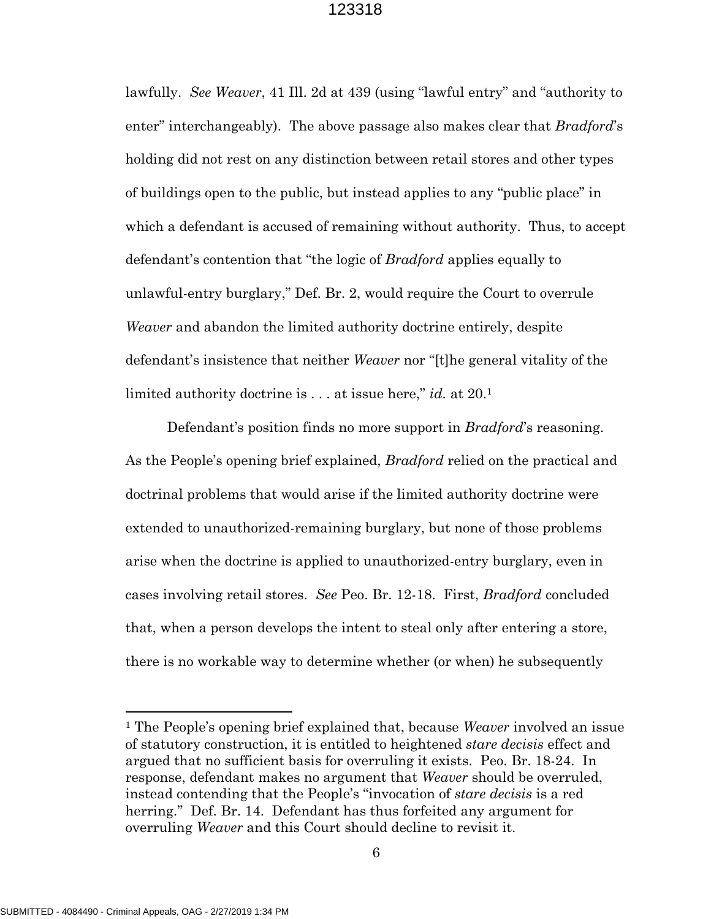lawfully. *See Weaver*, 41 Ill. 2d at 439 (using "lawful entry" and "authority to enter" interchangeably). The above passage also makes clear that *Bradford*'s holding did not rest on any distinction between retail stores and other types of buildings open to the public, but instead applies to any "public place" in which a defendant is accused of remaining without authority. Thus, to accept defendant's contention that "the logic of *Bradford* applies equally to unlawful-entry burglary," Def. Br. 2, would require the Court to overrule *Weaver* and abandon the limited authority doctrine entirely, despite defendant's insistence that neither *Weaver* nor "[t]he general vitality of the limited authority doctrine is . . . at issue here," *id.* at 20.[1]

Defendant's position finds no more support in *Bradford*'s reasoning. As the People's opening brief explained, *Bradford* relied on the practical and doctrinal problems that would arise if the limited authority doctrine were extended to unauthorized-remaining burglary, but none of those problems arise when the doctrine is applied to unauthorized-entry burglary, even in cases involving retail stores. *See* Peo. Br. 12-18. First, *Bradford* concluded that, when a person develops the intent to steal only after entering a store, there is no workable way to determine whether (or when) he subsequently

[1] The People's opening brief explained that, because *Weaver* involved an issue of statutory construction, it is entitled to heightened *stare decisis* effect and argued that no sufficient basis for overruling it exists. Peo. Br. 18-24. In response, defendant makes no argument that *Weaver* should be overruled, instead contending that the People's "invocation of *stare decisis* is a red herring." Def. Br. 14. Defendant has thus forfeited any argument for overruling *Weaver* and this Court should decline to revisit it.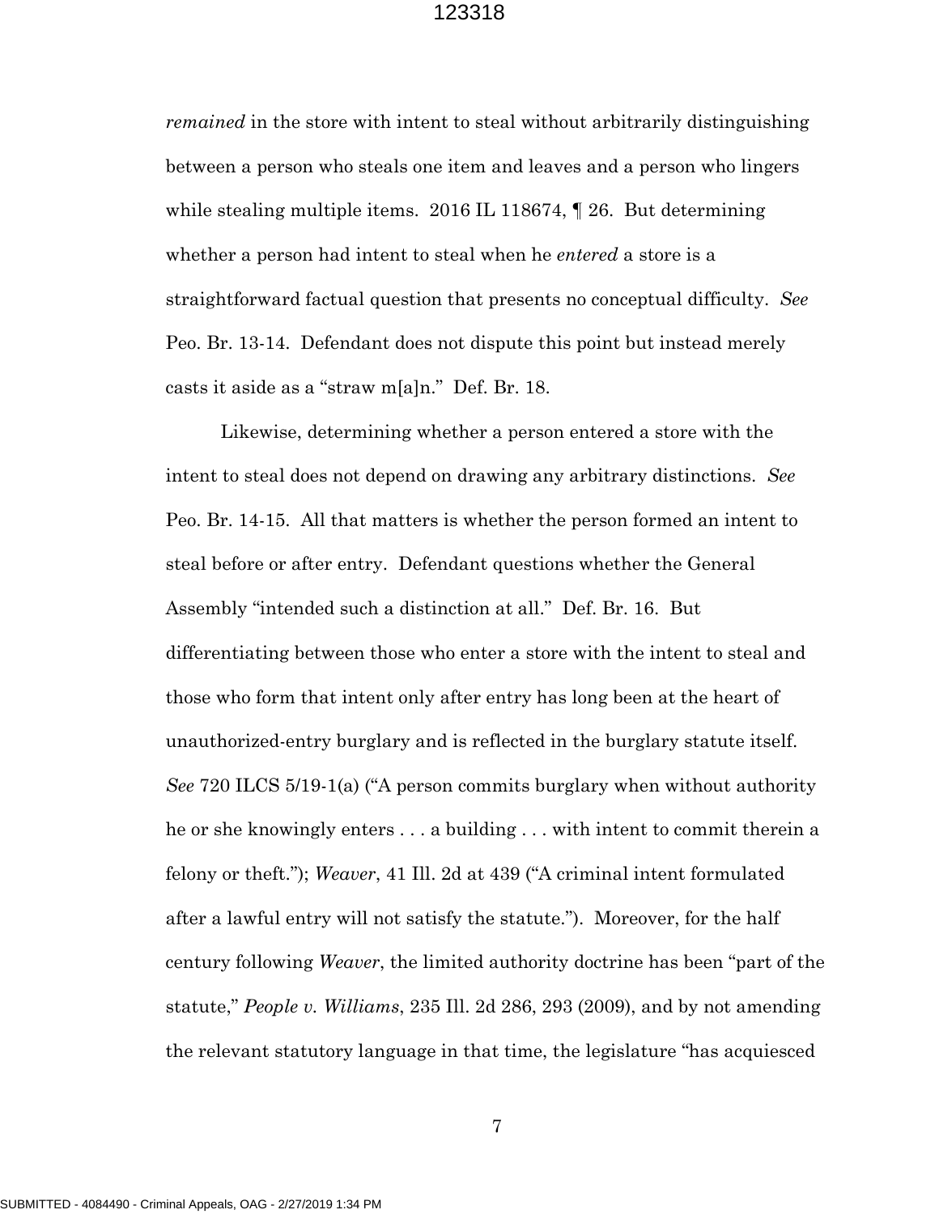*remained* in the store with intent to steal without arbitrarily distinguishing between a person who steals one item and leaves and a person who lingers while stealing multiple items. 2016 IL 118674, ¶ 26. But determining whether a person had intent to steal when he *entered* a store is a straightforward factual question that presents no conceptual difficulty. *See* Peo. Br. 13-14. Defendant does not dispute this point but instead merely casts it aside as a "straw m[a]n." Def. Br. 18.

Likewise, determining whether a person entered a store with the intent to steal does not depend on drawing any arbitrary distinctions. *See* Peo. Br. 14-15. All that matters is whether the person formed an intent to steal before or after entry. Defendant questions whether the General Assembly "intended such a distinction at all." Def. Br. 16. But differentiating between those who enter a store with the intent to steal and those who form that intent only after entry has long been at the heart of unauthorized-entry burglary and is reflected in the burglary statute itself. *See* 720 ILCS 5/19-1(a) ("A person commits burglary when without authority he or she knowingly enters . . . a building . . . with intent to commit therein a felony or theft."); *Weaver*, 41 Ill. 2d at 439 ("A criminal intent formulated after a lawful entry will not satisfy the statute."). Moreover, for the half century following *Weaver*, the limited authority doctrine has been "part of the statute," *People v. Williams*, 235 Ill. 2d 286, 293 (2009), and by not amending the relevant statutory language in that time, the legislature "has acquiesced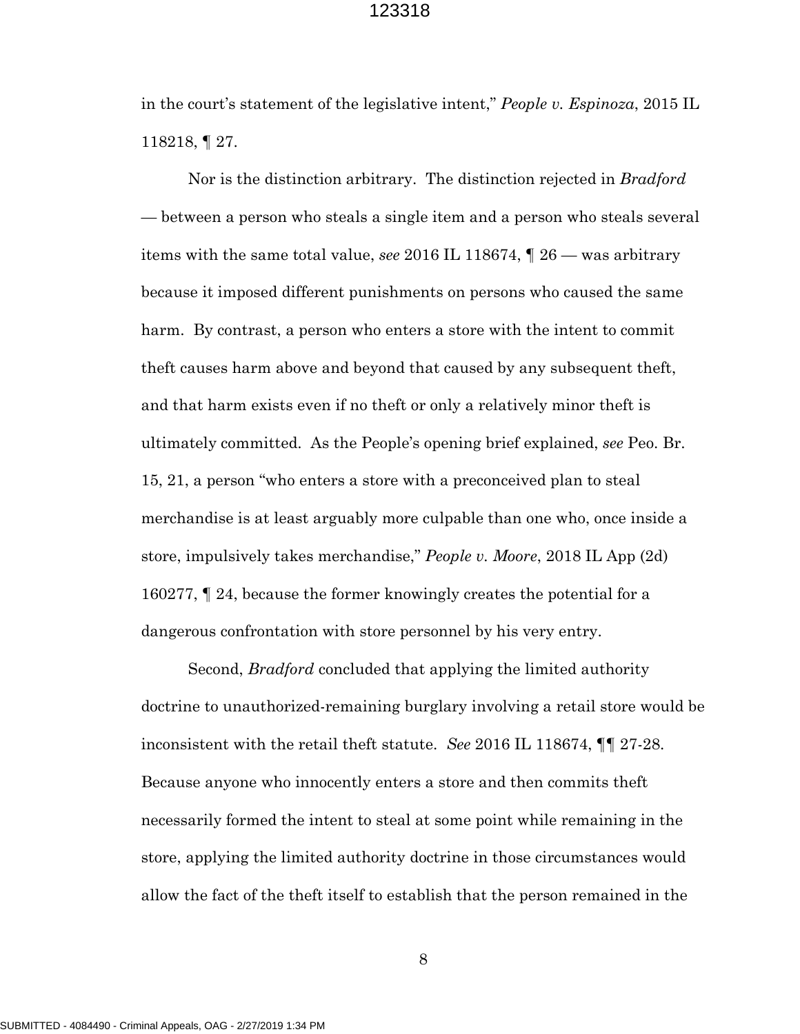in the court's statement of the legislative intent," *People v. Espinoza*, 2015 IL 118218, ¶ 27.

Nor is the distinction arbitrary. The distinction rejected in *Bradford* — between a person who steals a single item and a person who steals several items with the same total value, *see* 2016 IL 118674, ¶ 26 — was arbitrary because it imposed different punishments on persons who caused the same harm. By contrast, a person who enters a store with the intent to commit theft causes harm above and beyond that caused by any subsequent theft, and that harm exists even if no theft or only a relatively minor theft is ultimately committed. As the People's opening brief explained, *see* Peo. Br. 15, 21, a person "who enters a store with a preconceived plan to steal merchandise is at least arguably more culpable than one who, once inside a store, impulsively takes merchandise," *People v. Moore*, 2018 IL App (2d) 160277, ¶ 24, because the former knowingly creates the potential for a dangerous confrontation with store personnel by his very entry.

Second, *Bradford* concluded that applying the limited authority doctrine to unauthorized-remaining burglary involving a retail store would be inconsistent with the retail theft statute. *See* 2016 IL 118674, ¶¶ 27-28. Because anyone who innocently enters a store and then commits theft necessarily formed the intent to steal at some point while remaining in the store, applying the limited authority doctrine in those circumstances would allow the fact of the theft itself to establish that the person remained in the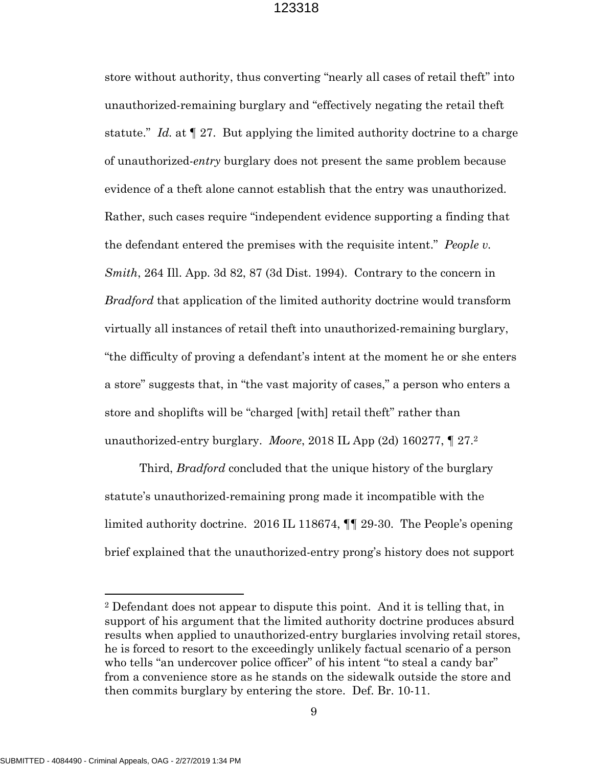store without authority, thus converting "nearly all cases of retail theft" into unauthorized-remaining burglary and "effectively negating the retail theft statute." *Id.* at ¶ 27. But applying the limited authority doctrine to a charge of unauthorized-*entry* burglary does not present the same problem because evidence of a theft alone cannot establish that the entry was unauthorized. Rather, such cases require "independent evidence supporting a finding that the defendant entered the premises with the requisite intent." *People v. Smith*, 264 Ill. App. 3d 82, 87 (3d Dist. 1994). Contrary to the concern in *Bradford* that application of the limited authority doctrine would transform virtually all instances of retail theft into unauthorized-remaining burglary, "the difficulty of proving a defendant's intent at the moment he or she enters a store" suggests that, in "the vast majority of cases," a person who enters a store and shoplifts will be "charged [with] retail theft" rather than unauthorized-entry burglary. *Moore*, 2018 IL App (2d) 160277, ¶ 27.[2]

Third, *Bradford* concluded that the unique history of the burglary statute's unauthorized-remaining prong made it incompatible with the limited authority doctrine. 2016 IL 118674, ¶¶ 29-30. The People's opening brief explained that the unauthorized-entry prong's history does not support

---

[2] Defendant does not appear to dispute this point. And it is telling that, in support of his argument that the limited authority doctrine produces absurd results when applied to unauthorized-entry burglaries involving retail stores, he is forced to resort to the exceedingly unlikely factual scenario of a person who tells "an undercover police officer" of his intent "to steal a candy bar" from a convenience store as he stands on the sidewalk outside the store and then commits burglary by entering the store. Def. Br. 10-11.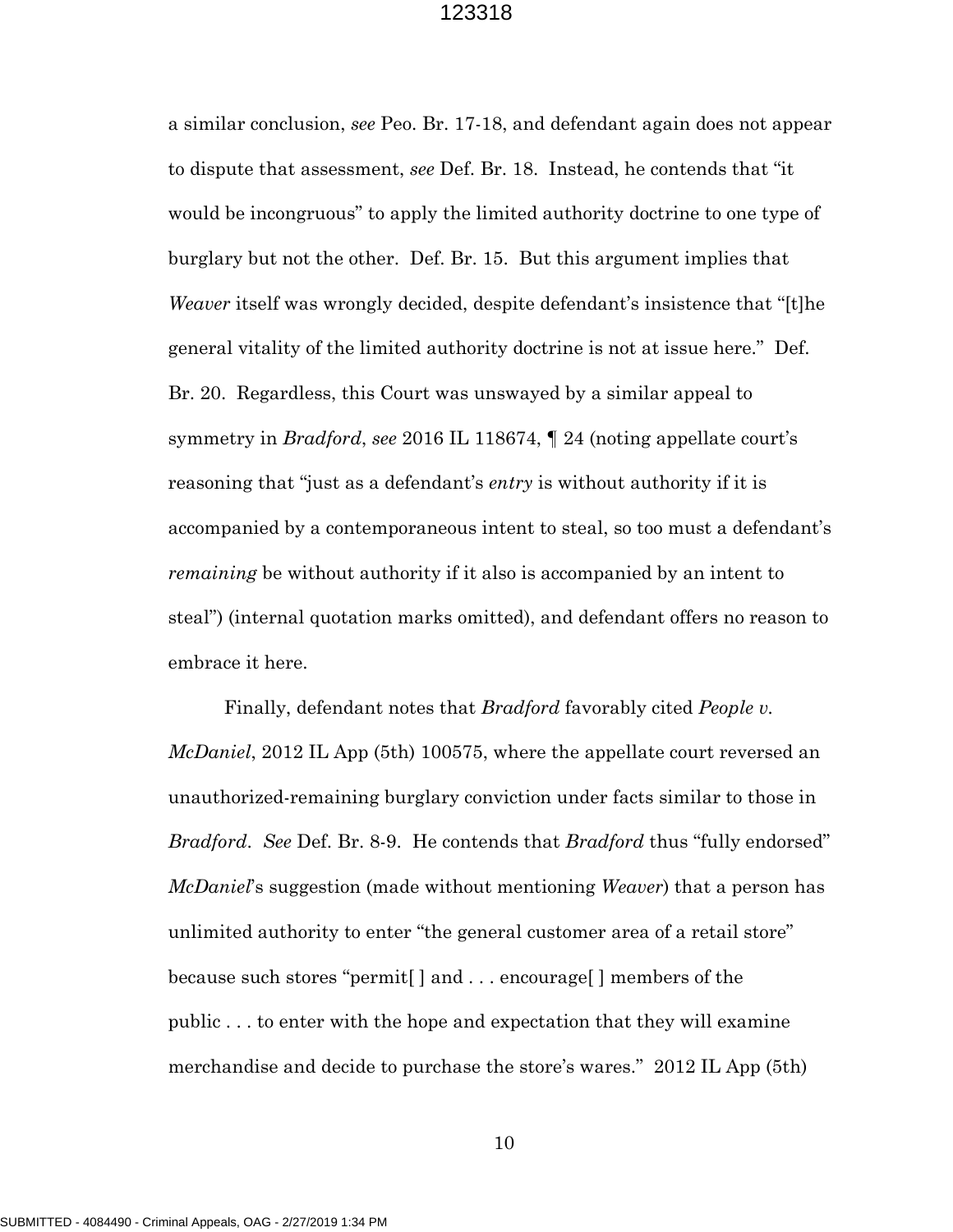a similar conclusion, *see* Peo. Br. 17-18, and defendant again does not appear to dispute that assessment, *see* Def. Br. 18. Instead, he contends that "it would be incongruous" to apply the limited authority doctrine to one type of burglary but not the other. Def. Br. 15. But this argument implies that *Weaver* itself was wrongly decided, despite defendant's insistence that "[t]he general vitality of the limited authority doctrine is not at issue here." Def. Br. 20. Regardless, this Court was unswayed by a similar appeal to symmetry in *Bradford*, *see* 2016 IL 118674, ¶ 24 (noting appellate court's reasoning that "just as a defendant's *entry* is without authority if it is accompanied by a contemporaneous intent to steal, so too must a defendant's *remaining* be without authority if it also is accompanied by an intent to steal") (internal quotation marks omitted), and defendant offers no reason to embrace it here.

Finally, defendant notes that *Bradford* favorably cited *People v. McDaniel*, 2012 IL App (5th) 100575, where the appellate court reversed an unauthorized-remaining burglary conviction under facts similar to those in *Bradford*. *See* Def. Br. 8-9. He contends that *Bradford* thus "fully endorsed" *McDaniel*'s suggestion (made without mentioning *Weaver*) that a person has unlimited authority to enter "the general customer area of a retail store" because such stores "permit[ ] and . . . encourage[ ] members of the public . . . to enter with the hope and expectation that they will examine merchandise and decide to purchase the store's wares." 2012 IL App (5th)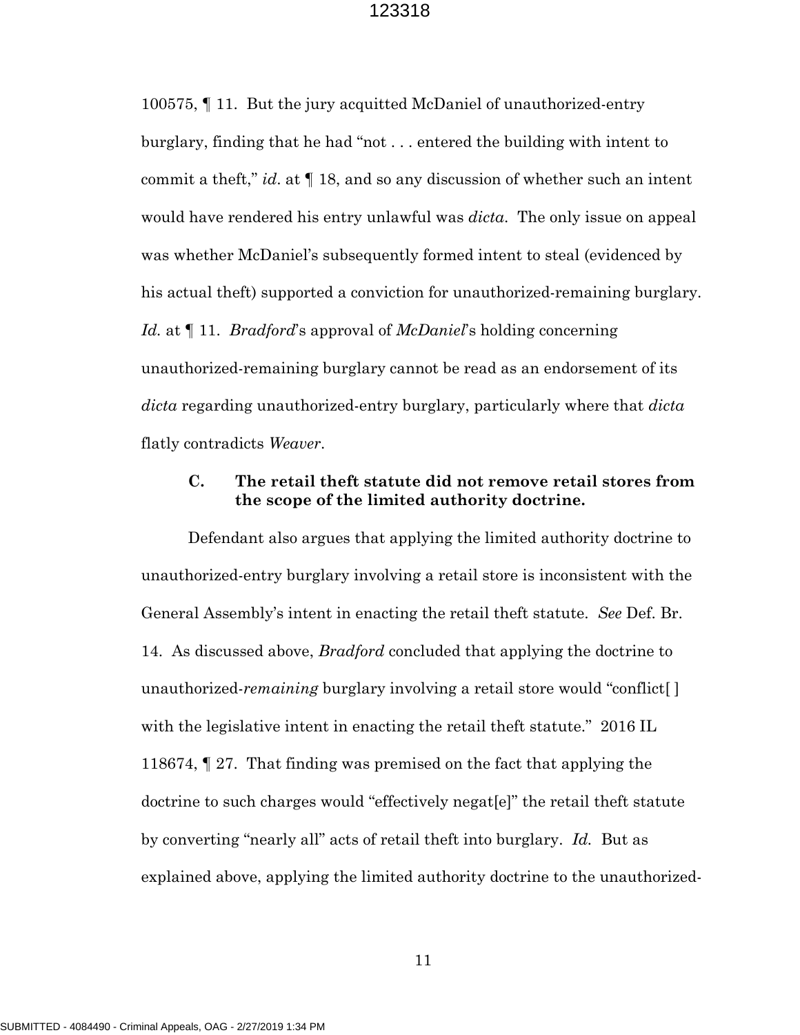100575, ¶ 11. But the jury acquitted McDaniel of unauthorized-entry burglary, finding that he had "not . . . entered the building with intent to commit a theft," *id*. at ¶ 18, and so any discussion of whether such an intent would have rendered his entry unlawful was *dicta*. The only issue on appeal was whether McDaniel's subsequently formed intent to steal (evidenced by his actual theft) supported a conviction for unauthorized-remaining burglary. *Id.* at ¶ 11. *Bradford*'s approval of *McDaniel*'s holding concerning unauthorized-remaining burglary cannot be read as an endorsement of its *dicta* regarding unauthorized-entry burglary, particularly where that *dicta* flatly contradicts *Weaver*.

### C. The retail theft statute did not remove retail stores from the scope of the limited authority doctrine.

Defendant also argues that applying the limited authority doctrine to unauthorized-entry burglary involving a retail store is inconsistent with the General Assembly's intent in enacting the retail theft statute. *See* Def. Br. 14. As discussed above, *Bradford* concluded that applying the doctrine to unauthorized-*remaining* burglary involving a retail store would "conflict[ ] with the legislative intent in enacting the retail theft statute." 2016 IL 118674, ¶ 27. That finding was premised on the fact that applying the doctrine to such charges would "effectively negat[e]" the retail theft statute by converting "nearly all" acts of retail theft into burglary. *Id.* But as explained above, applying the limited authority doctrine to the unauthorized-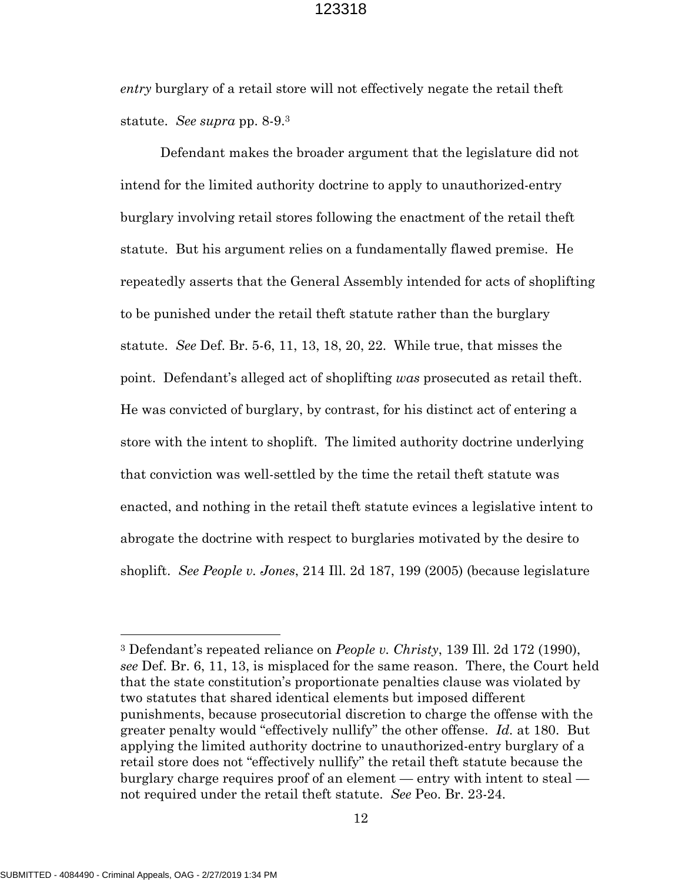*entry* burglary of a retail store will not effectively negate the retail theft statute. *See supra* pp. 8-9.[3]

Defendant makes the broader argument that the legislature did not intend for the limited authority doctrine to apply to unauthorized-entry burglary involving retail stores following the enactment of the retail theft statute. But his argument relies on a fundamentally flawed premise. He repeatedly asserts that the General Assembly intended for acts of shoplifting to be punished under the retail theft statute rather than the burglary statute. *See* Def. Br. 5-6, 11, 13, 18, 20, 22. While true, that misses the point. Defendant's alleged act of shoplifting *was* prosecuted as retail theft. He was convicted of burglary, by contrast, for his distinct act of entering a store with the intent to shoplift. The limited authority doctrine underlying that conviction was well-settled by the time the retail theft statute was enacted, and nothing in the retail theft statute evinces a legislative intent to abrogate the doctrine with respect to burglaries motivated by the desire to shoplift. *See People v. Jones*, 214 Ill. 2d 187, 199 (2005) (because legislature

---

[3] Defendant's repeated reliance on *People v. Christy*, 139 Ill. 2d 172 (1990), *see* Def. Br. 6, 11, 13, is misplaced for the same reason. There, the Court held that the state constitution's proportionate penalties clause was violated by two statutes that shared identical elements but imposed different punishments, because prosecutorial discretion to charge the offense with the greater penalty would "effectively nullify" the other offense. *Id.* at 180. But applying the limited authority doctrine to unauthorized-entry burglary of a retail store does not "effectively nullify" the retail theft statute because the burglary charge requires proof of an element — entry with intent to steal — not required under the retail theft statute. *See* Peo. Br. 23-24.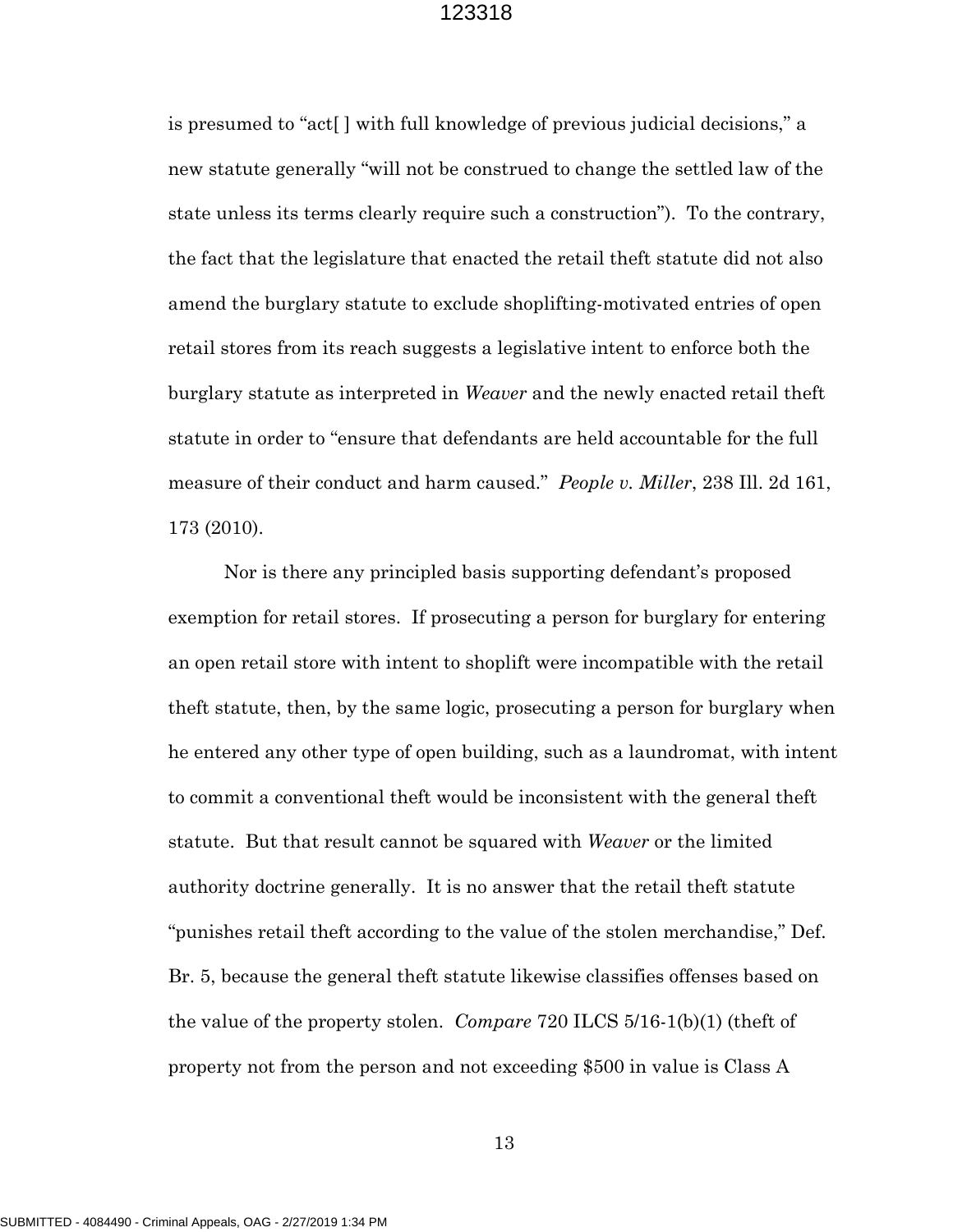is presumed to "act[ ] with full knowledge of previous judicial decisions," a new statute generally "will not be construed to change the settled law of the state unless its terms clearly require such a construction"). To the contrary, the fact that the legislature that enacted the retail theft statute did not also amend the burglary statute to exclude shoplifting-motivated entries of open retail stores from its reach suggests a legislative intent to enforce both the burglary statute as interpreted in *Weaver* and the newly enacted retail theft statute in order to "ensure that defendants are held accountable for the full measure of their conduct and harm caused." *People v. Miller*, 238 Ill. 2d 161, 173 (2010).

Nor is there any principled basis supporting defendant's proposed exemption for retail stores. If prosecuting a person for burglary for entering an open retail store with intent to shoplift were incompatible with the retail theft statute, then, by the same logic, prosecuting a person for burglary when he entered any other type of open building, such as a laundromat, with intent to commit a conventional theft would be inconsistent with the general theft statute. But that result cannot be squared with *Weaver* or the limited authority doctrine generally. It is no answer that the retail theft statute "punishes retail theft according to the value of the stolen merchandise," Def. Br. 5, because the general theft statute likewise classifies offenses based on the value of the property stolen. *Compare* 720 ILCS 5/16-1(b)(1) (theft of property not from the person and not exceeding $500 in value is Class A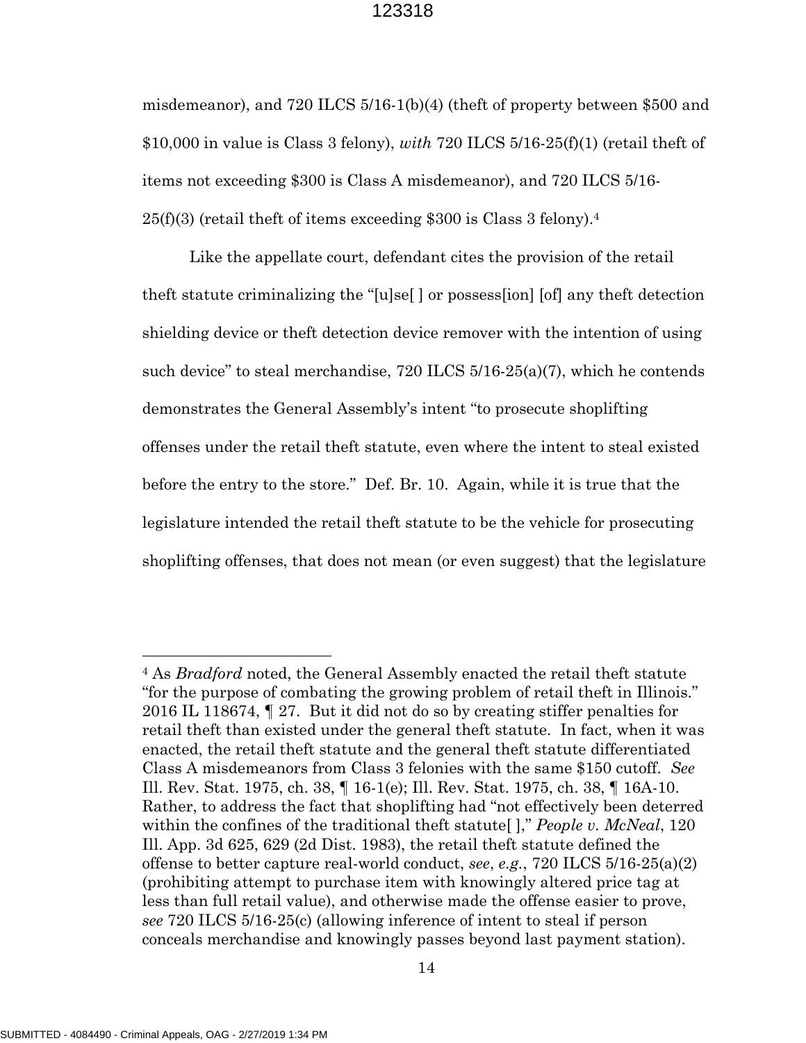misdemeanor), and 720 ILCS 5/16-1(b)(4) (theft of property between $500 and $10,000 in value is Class 3 felony), *with* 720 ILCS 5/16-25(f)(1) (retail theft of items not exceeding $300 is Class A misdemeanor), and 720 ILCS 5/16-25(f)(3) (retail theft of items exceeding $300 is Class 3 felony).[4]

Like the appellate court, defendant cites the provision of the retail theft statute criminalizing the "[u]se[ ] or possess[ion] [of] any theft detection shielding device or theft detection device remover with the intention of using such device" to steal merchandise, 720 ILCS 5/16-25(a)(7), which he contends demonstrates the General Assembly's intent "to prosecute shoplifting offenses under the retail theft statute, even where the intent to steal existed before the entry to the store." Def. Br. 10. Again, while it is true that the legislature intended the retail theft statute to be the vehicle for prosecuting shoplifting offenses, that does not mean (or even suggest) that the legislature

---

[4] As *Bradford* noted, the General Assembly enacted the retail theft statute "for the purpose of combating the growing problem of retail theft in Illinois." 2016 IL 118674, ¶ 27. But it did not do so by creating stiffer penalties for retail theft than existed under the general theft statute. In fact, when it was enacted, the retail theft statute and the general theft statute differentiated Class A misdemeanors from Class 3 felonies with the same $150 cutoff. *See* Ill. Rev. Stat. 1975, ch. 38, ¶ 16-1(e); Ill. Rev. Stat. 1975, ch. 38, ¶ 16A-10. Rather, to address the fact that shoplifting had "not effectively been deterred within the confines of the traditional theft statute[ ]," *People v. McNeal*, 120 Ill. App. 3d 625, 629 (2d Dist. 1983), the retail theft statute defined the offense to better capture real-world conduct, *see*, *e.g.*, 720 ILCS 5/16-25(a)(2) (prohibiting attempt to purchase item with knowingly altered price tag at less than full retail value), and otherwise made the offense easier to prove, *see* 720 ILCS 5/16-25(c) (allowing inference of intent to steal if person conceals merchandise and knowingly passes beyond last payment station).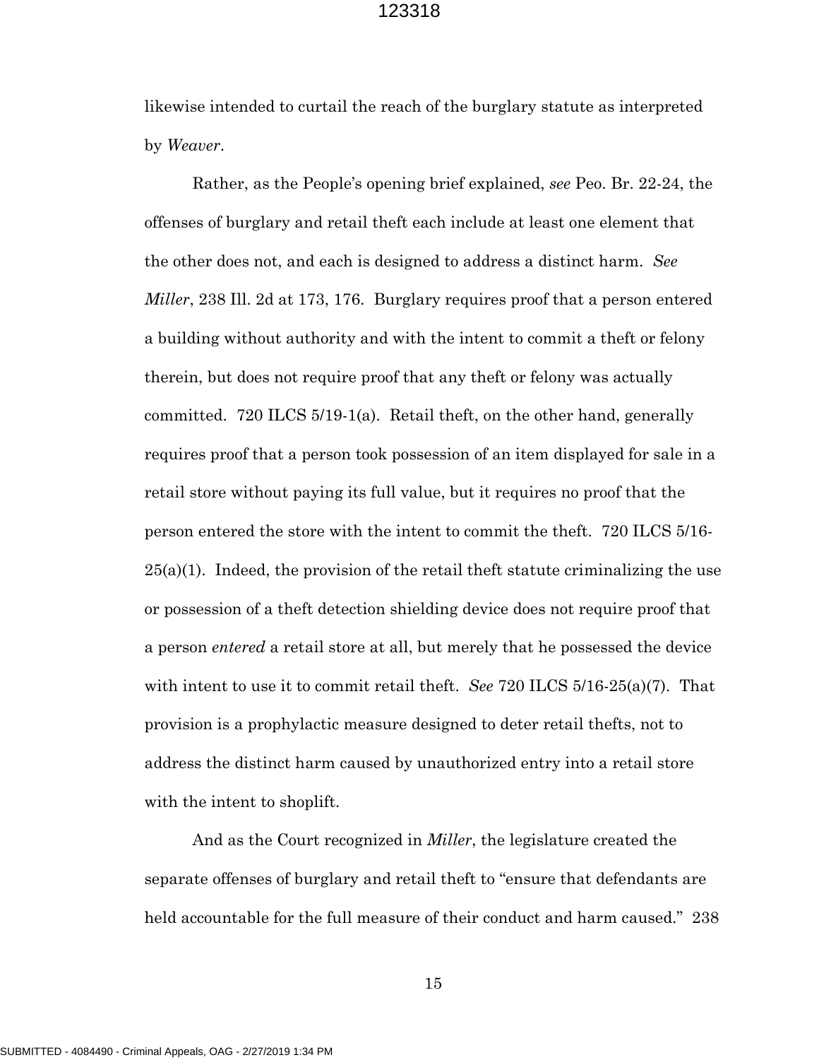likewise intended to curtail the reach of the burglary statute as interpreted by *Weaver*.

Rather, as the People's opening brief explained, *see* Peo. Br. 22-24, the offenses of burglary and retail theft each include at least one element that the other does not, and each is designed to address a distinct harm. *See Miller*, 238 Ill. 2d at 173, 176. Burglary requires proof that a person entered a building without authority and with the intent to commit a theft or felony therein, but does not require proof that any theft or felony was actually committed. 720 ILCS 5/19-1(a). Retail theft, on the other hand, generally requires proof that a person took possession of an item displayed for sale in a retail store without paying its full value, but it requires no proof that the person entered the store with the intent to commit the theft. 720 ILCS 5/16-25(a)(1). Indeed, the provision of the retail theft statute criminalizing the use or possession of a theft detection shielding device does not require proof that a person *entered* a retail store at all, but merely that he possessed the device with intent to use it to commit retail theft. *See* 720 ILCS 5/16-25(a)(7). That provision is a prophylactic measure designed to deter retail thefts, not to address the distinct harm caused by unauthorized entry into a retail store with the intent to shoplift.

And as the Court recognized in *Miller*, the legislature created the separate offenses of burglary and retail theft to "ensure that defendants are held accountable for the full measure of their conduct and harm caused." 238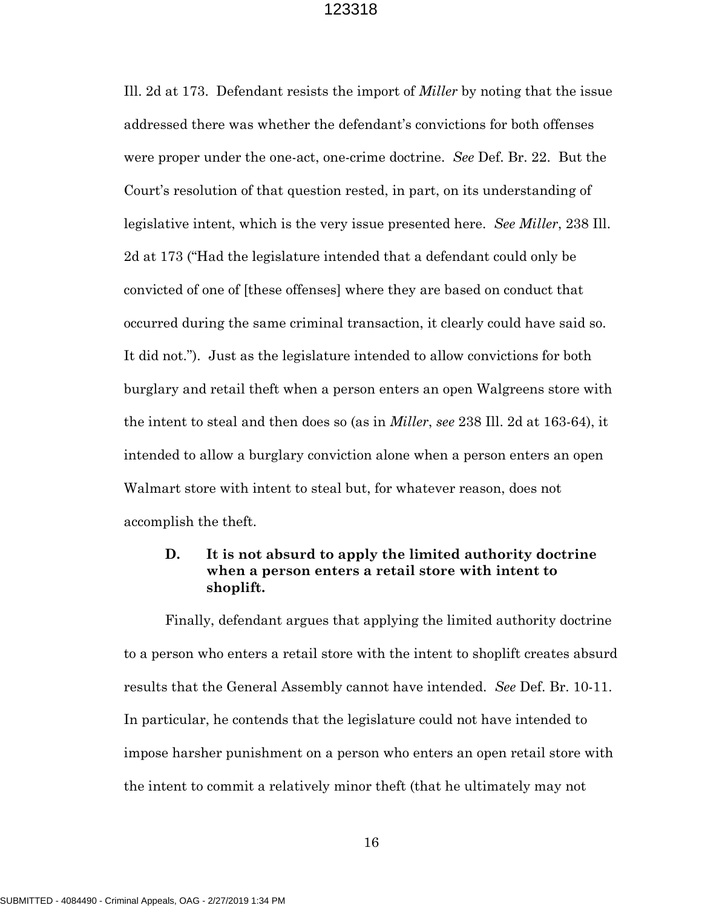Ill. 2d at 173. Defendant resists the import of *Miller* by noting that the issue addressed there was whether the defendant's convictions for both offenses were proper under the one-act, one-crime doctrine. *See* Def. Br. 22. But the Court's resolution of that question rested, in part, on its understanding of legislative intent, which is the very issue presented here. *See Miller*, 238 Ill. 2d at 173 ("Had the legislature intended that a defendant could only be convicted of one of [these offenses] where they are based on conduct that occurred during the same criminal transaction, it clearly could have said so. It did not."). Just as the legislature intended to allow convictions for both burglary and retail theft when a person enters an open Walgreens store with the intent to steal and then does so (as in *Miller*, *see* 238 Ill. 2d at 163-64), it intended to allow a burglary conviction alone when a person enters an open Walmart store with intent to steal but, for whatever reason, does not accomplish the theft.

### D. It is not absurd to apply the limited authority doctrine when a person enters a retail store with intent to shoplift.

Finally, defendant argues that applying the limited authority doctrine to a person who enters a retail store with the intent to shoplift creates absurd results that the General Assembly cannot have intended. *See* Def. Br. 10-11. In particular, he contends that the legislature could not have intended to impose harsher punishment on a person who enters an open retail store with the intent to commit a relatively minor theft (that he ultimately may not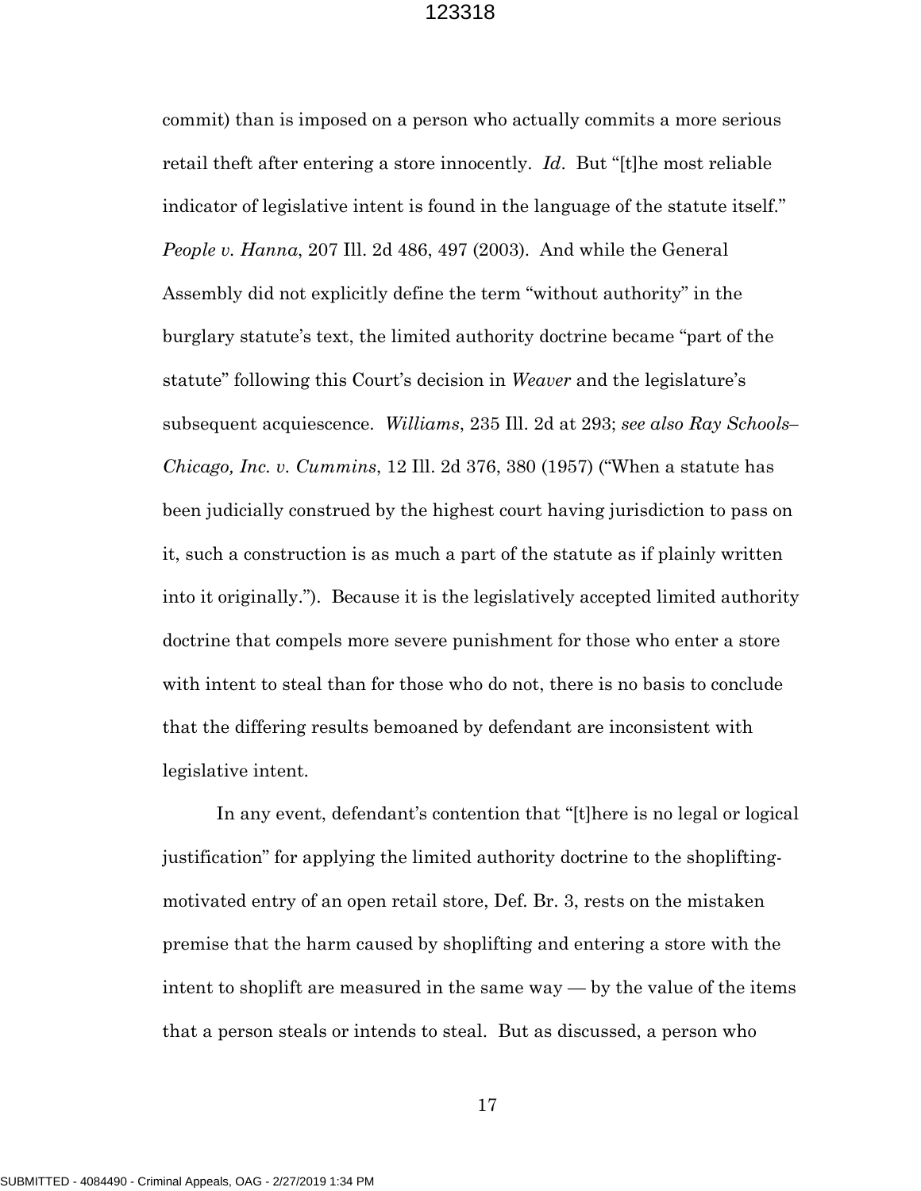commit) than is imposed on a person who actually commits a more serious retail theft after entering a store innocently. *Id*. But "[t]he most reliable indicator of legislative intent is found in the language of the statute itself." *People v. Hanna*, 207 Ill. 2d 486, 497 (2003). And while the General Assembly did not explicitly define the term "without authority" in the burglary statute's text, the limited authority doctrine became "part of the statute" following this Court's decision in *Weaver* and the legislature's subsequent acquiescence. *Williams*, 235 Ill. 2d at 293; *see also Ray Schools–Chicago, Inc. v. Cummins*, 12 Ill. 2d 376, 380 (1957) ("When a statute has been judicially construed by the highest court having jurisdiction to pass on it, such a construction is as much a part of the statute as if plainly written into it originally."). Because it is the legislatively accepted limited authority doctrine that compels more severe punishment for those who enter a store with intent to steal than for those who do not, there is no basis to conclude that the differing results bemoaned by defendant are inconsistent with legislative intent.

In any event, defendant's contention that "[t]here is no legal or logical justification" for applying the limited authority doctrine to the shoplifting-motivated entry of an open retail store, Def. Br. 3, rests on the mistaken premise that the harm caused by shoplifting and entering a store with the intent to shoplift are measured in the same way — by the value of the items that a person steals or intends to steal. But as discussed, a person who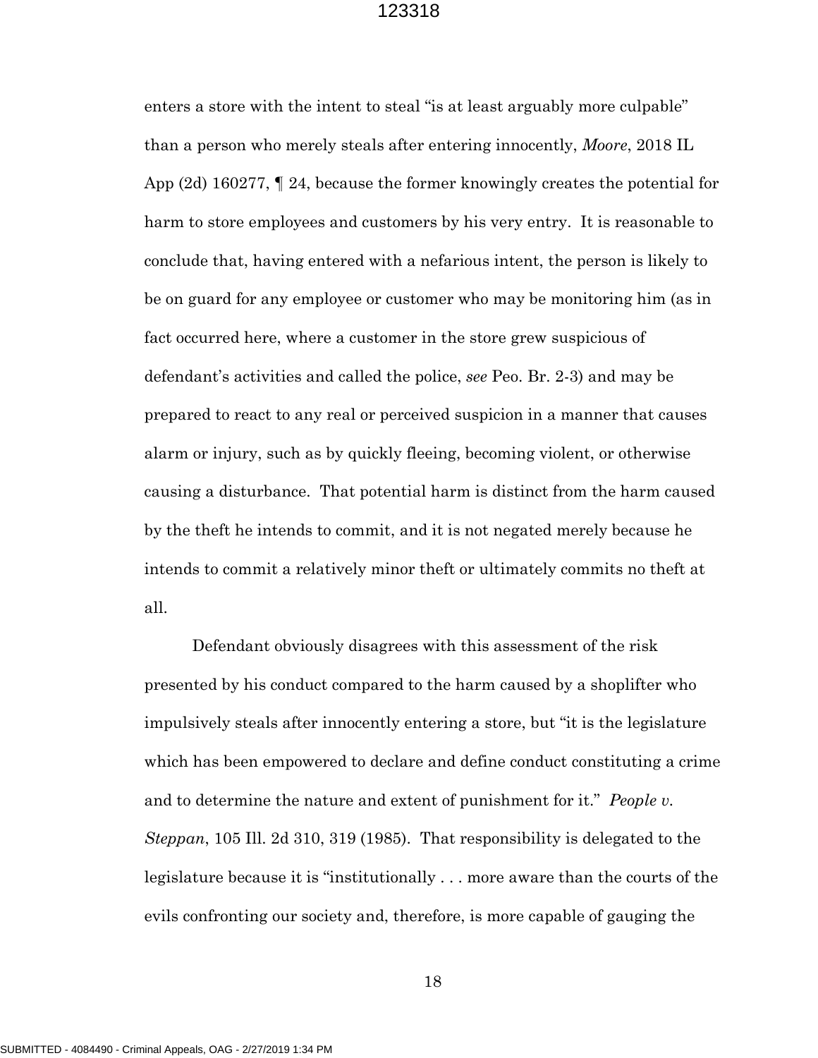enters a store with the intent to steal "is at least arguably more culpable" than a person who merely steals after entering innocently, *Moore*, 2018 IL App (2d) 160277, ¶ 24, because the former knowingly creates the potential for harm to store employees and customers by his very entry. It is reasonable to conclude that, having entered with a nefarious intent, the person is likely to be on guard for any employee or customer who may be monitoring him (as in fact occurred here, where a customer in the store grew suspicious of defendant's activities and called the police, *see* Peo. Br. 2-3) and may be prepared to react to any real or perceived suspicion in a manner that causes alarm or injury, such as by quickly fleeing, becoming violent, or otherwise causing a disturbance. That potential harm is distinct from the harm caused by the theft he intends to commit, and it is not negated merely because he intends to commit a relatively minor theft or ultimately commits no theft at all.

Defendant obviously disagrees with this assessment of the risk presented by his conduct compared to the harm caused by a shoplifter who impulsively steals after innocently entering a store, but "it is the legislature which has been empowered to declare and define conduct constituting a crime and to determine the nature and extent of punishment for it." *People v. Steppan*, 105 Ill. 2d 310, 319 (1985). That responsibility is delegated to the legislature because it is "institutionally . . . more aware than the courts of the evils confronting our society and, therefore, is more capable of gauging the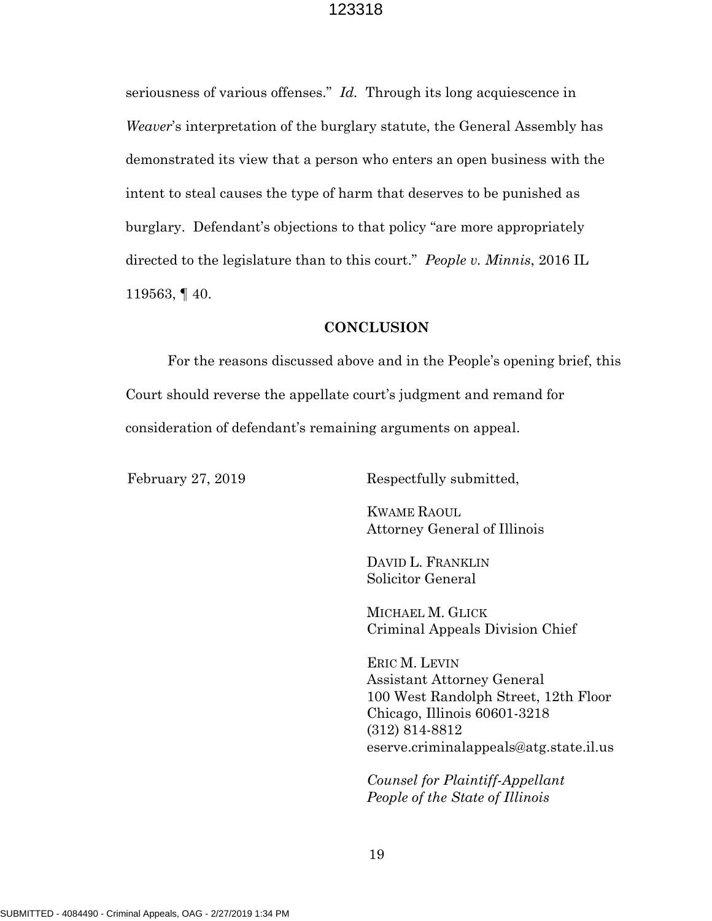seriousness of various offenses." *Id.* Through its long acquiescence in *Weaver*'s interpretation of the burglary statute, the General Assembly has demonstrated its view that a person who enters an open business with the intent to steal causes the type of harm that deserves to be punished as burglary. Defendant's objections to that policy "are more appropriately directed to the legislature than to this court." *People v. Minnis*, 2016 IL 119563, ¶ 40.

**CONCLUSION**

For the reasons discussed above and in the People's opening brief, this Court should reverse the appellate court's judgment and remand for consideration of defendant's remaining arguments on appeal.

February 27, 2019

Respectfully submitted,

KWAME RAOUL
Attorney General of Illinois

DAVID L. FRANKLIN
Solicitor General

MICHAEL M. GLICK
Criminal Appeals Division Chief

ERIC M. LEVIN
Assistant Attorney General
100 West Randolph Street, 12th Floor
Chicago, Illinois 60601-3218
(312) 814-8812
eserve.criminalappeals@atg.state.il.us

*Counsel for Plaintiff-Appellant*
*People of the State of Illinois*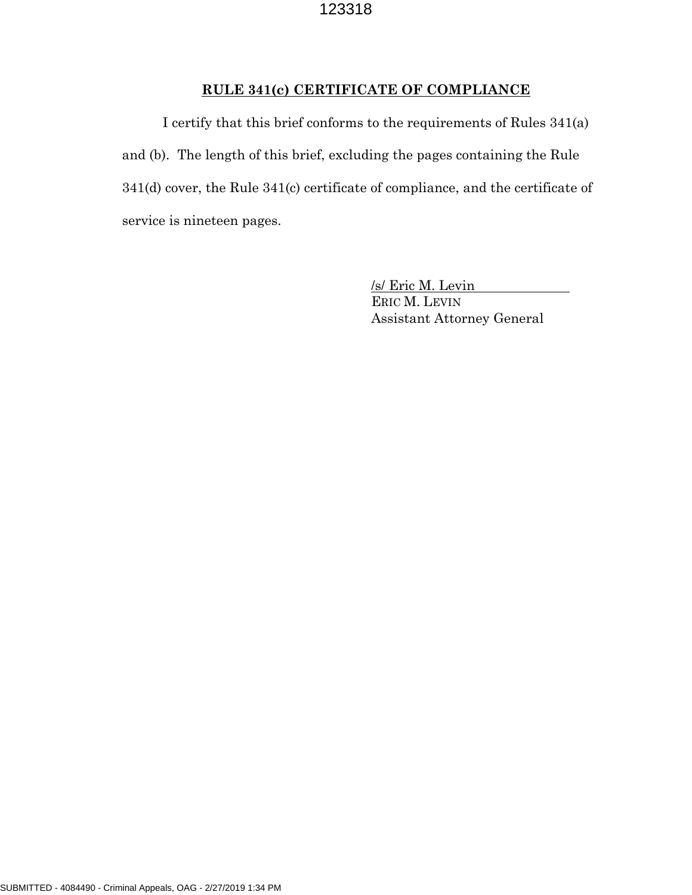## RULE 341(c) CERTIFICATE OF COMPLIANCE

I certify that this brief conforms to the requirements of Rules 341(a) and (b). The length of this brief, excluding the pages containing the Rule 341(d) cover, the Rule 341(c) certificate of compliance, and the certificate of service is nineteen pages.

/s/ Eric M. Levin
ERIC M. LEVIN
Assistant Attorney General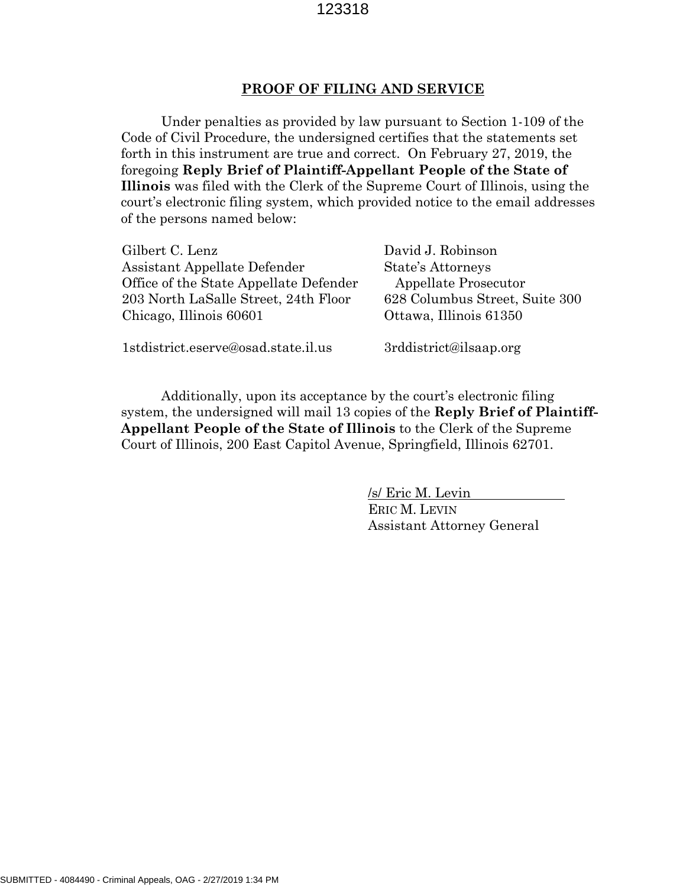## **PROOF OF FILING AND SERVICE**

Under penalties as provided by law pursuant to Section 1-109 of the Code of Civil Procedure, the undersigned certifies that the statements set forth in this instrument are true and correct. On February 27, 2019, the foregoing **Reply Brief of Plaintiff-Appellant People of the State of Illinois** was filed with the Clerk of the Supreme Court of Illinois, using the court's electronic filing system, which provided notice to the email addresses of the persons named below:

Gilbert C. Lenz
Assistant Appellate Defender
Office of the State Appellate Defender
203 North LaSalle Street, 24th Floor
Chicago, Illinois 60601

1stdistrict.eserve@osad.state.il.us

David J. Robinson
State's Attorneys
Appellate Prosecutor
628 Columbus Street, Suite 300
Ottawa, Illinois 61350

3rddistrict@ilsaap.org

Additionally, upon its acceptance by the court's electronic filing system, the undersigned will mail 13 copies of the **Reply Brief of Plaintiff-Appellant People of the State of Illinois** to the Clerk of the Supreme Court of Illinois, 200 East Capitol Avenue, Springfield, Illinois 62701.

/s/ Eric M. Levin
ERIC M. LEVIN
Assistant Attorney General